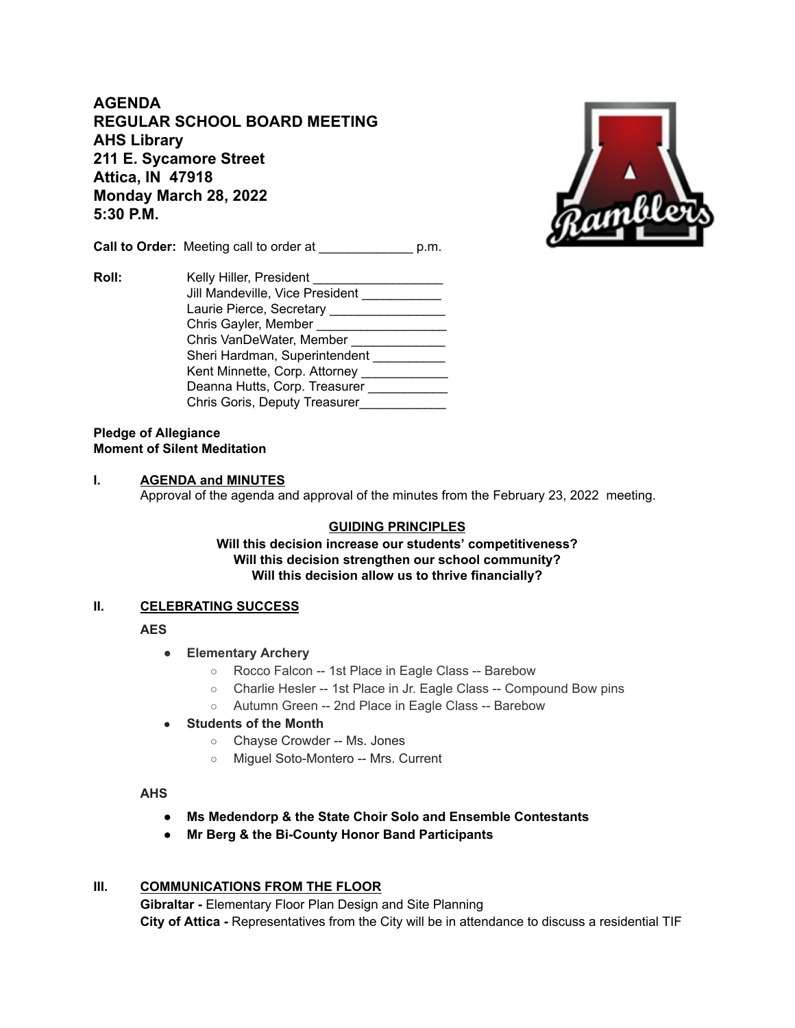**AGENDA**
**REGULAR SCHOOL BOARD MEETING**
**AHS Library**
**211 E. Sycamore Street**
**Attica, IN 47918**
**Monday March 28, 2022**
**5:30 P.M.**

**Call to Order:** Meeting call to order at _____________ p.m.

**Roll:**

Kelly Hiller, President __________________
Jill Mandeville, Vice President ___________
Laurie Pierce, Secretary ________________
Chris Gayler, Member __________________
Chris VanDeWater, Member _____________
Sheri Hardman, Superintendent __________
Kent Minnette, Corp. Attorney ____________
Deanna Hutts, Corp. Treasurer ___________
Chris Goris, Deputy Treasurer____________

**Pledge of Allegiance**
**Moment of Silent Meditation**

**I. AGENDA and MINUTES**

Approval of the agenda and approval of the minutes from the February 23, 2022 meeting.

**GUIDING PRINCIPLES**
**Will this decision increase our students' competitiveness?**
**Will this decision strengthen our school community?**
**Will this decision allow us to thrive financially?**

**II. CELEBRATING SUCCESS**

**AES**

- **Elementary Archery**
  - Rocco Falcon -- 1st Place in Eagle Class -- Barebow
  - Charlie Hesler -- 1st Place in Jr. Eagle Class -- Compound Bow pins
  - Autumn Green -- 2nd Place in Eagle Class -- Barebow
- **Students of the Month**
  - Chayse Crowder -- Ms. Jones
  - Miguel Soto-Montero -- Mrs. Current

**AHS**

- **Ms Medendorp & the State Choir Solo and Ensemble Contestants**
- **Mr Berg & the Bi-County Honor Band Participants**

**III. COMMUNICATIONS FROM THE FLOOR**

**Gibraltar -** Elementary Floor Plan Design and Site Planning
**City of Attica -** Representatives from the City will be in attendance to discuss a residential TIF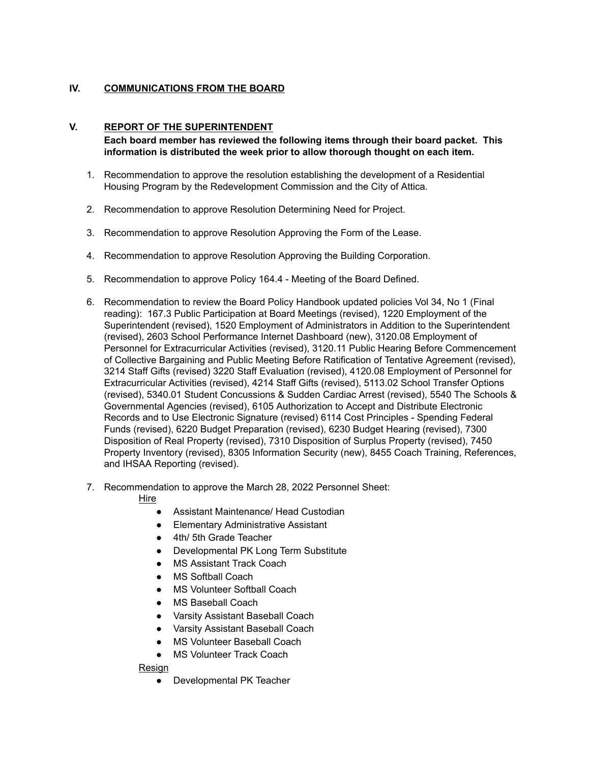## IV. COMMUNICATIONS FROM THE BOARD

## V. REPORT OF THE SUPERINTENDENT

**Each board member has reviewed the following items through their board packet. This information is distributed the week prior to allow thorough thought on each item.**

1. Recommendation to approve the resolution establishing the development of a Residential Housing Program by the Redevelopment Commission and the City of Attica.

2. Recommendation to approve Resolution Determining Need for Project.

3. Recommendation to approve Resolution Approving the Form of the Lease.

4. Recommendation to approve Resolution Approving the Building Corporation.

5. Recommendation to approve Policy 164.4 - Meeting of the Board Defined.

6. Recommendation to review the Board Policy Handbook updated policies Vol 34, No 1 (Final reading): 167.3 Public Participation at Board Meetings (revised), 1220 Employment of the Superintendent (revised), 1520 Employment of Administrators in Addition to the Superintendent (revised), 2603 School Performance Internet Dashboard (new), 3120.08 Employment of Personnel for Extracurricular Activities (revised), 3120.11 Public Hearing Before Commencement of Collective Bargaining and Public Meeting Before Ratification of Tentative Agreement (revised), 3214 Staff Gifts (revised) 3220 Staff Evaluation (revised), 4120.08 Employment of Personnel for Extracurricular Activities (revised), 4214 Staff Gifts (revised), 5113.02 School Transfer Options (revised), 5340.01 Student Concussions & Sudden Cardiac Arrest (revised), 5540 The Schools & Governmental Agencies (revised), 6105 Authorization to Accept and Distribute Electronic Records and to Use Electronic Signature (revised) 6114 Cost Principles - Spending Federal Funds (revised), 6220 Budget Preparation (revised), 6230 Budget Hearing (revised), 7300 Disposition of Real Property (revised), 7310 Disposition of Surplus Property (revised), 7450 Property Inventory (revised), 8305 Information Security (new), 8455 Coach Training, References, and IHSAA Reporting (revised).

7. Recommendation to approve the March 28, 2022 Personnel Sheet:

   Hire
   - Assistant Maintenance/ Head Custodian
   - Elementary Administrative Assistant
   - 4th/ 5th Grade Teacher
   - Developmental PK Long Term Substitute
   - MS Assistant Track Coach
   - MS Softball Coach
   - MS Volunteer Softball Coach
   - MS Baseball Coach
   - Varsity Assistant Baseball Coach
   - Varsity Assistant Baseball Coach
   - MS Volunteer Baseball Coach
   - MS Volunteer Track Coach

   Resign
   - Developmental PK Teacher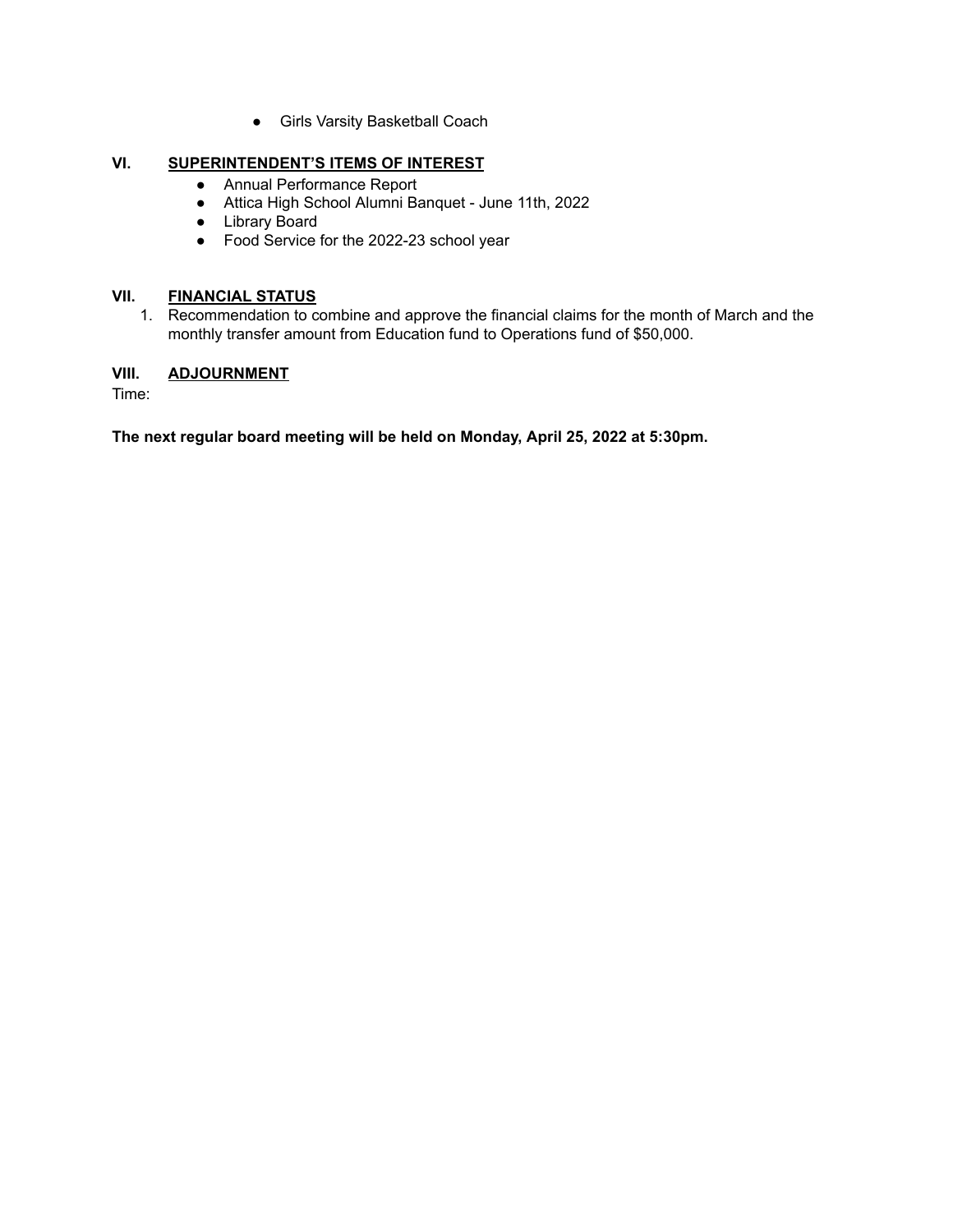- Girls Varsity Basketball Coach

## VI. <u>SUPERINTENDENT'S ITEMS OF INTEREST</u>

- Annual Performance Report
- Attica High School Alumni Banquet - June 11th, 2022
- Library Board
- Food Service for the 2022-23 school year

## VII. <u>FINANCIAL STATUS</u>

1. Recommendation to combine and approve the financial claims for the month of March and the monthly transfer amount from Education fund to Operations fund of $50,000.

## VIII. <u>ADJOURNMENT</u>

Time:

**The next regular board meeting will be held on Monday, April 25, 2022 at 5:30pm.**